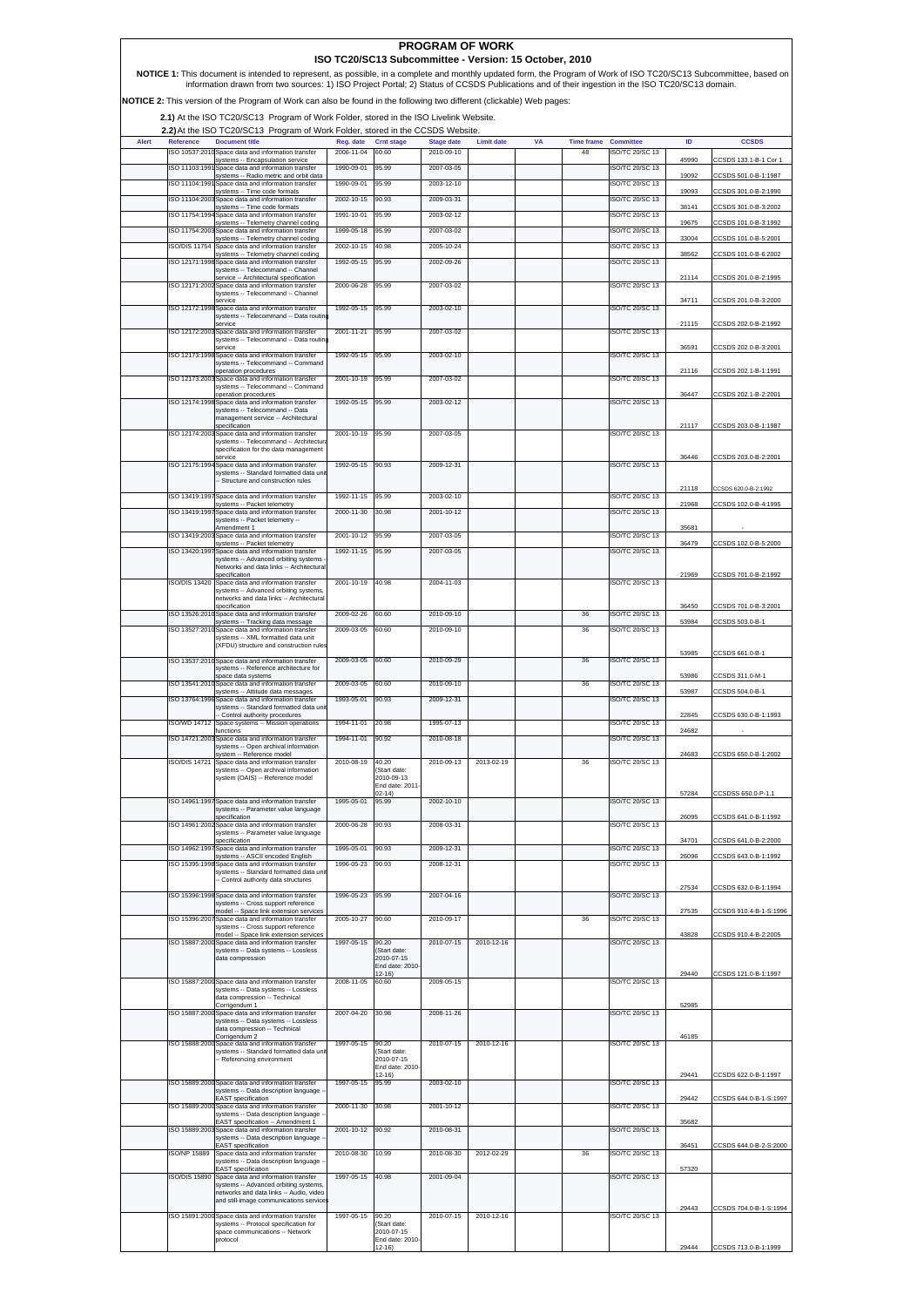# PROGRAM OF WORK

## ISO TC20/SC13 Subcommittee - Version: 15 October, 2010

**NOTICE 1:** This document is intended to represent, as possible, in a complete and monthly updated form, the Program of Work of ISO TC20/SC13 Subcommittee, based on information drawn from two sources: 1) ISO Project Portal; 2) Status of CCSDS Publications and of their ingestion in the ISO TC20/SC13 domain.

**NOTICE 2:** This version of the Program of Work can also be found in the following two different (clickable) Web pages:

**2.1)** At the ISO TC20/SC13 Program of Work Folder, stored in the ISO Livelink Website.

**2.2)** At the ISO TC20/SC13 Program of Work Folder, stored in the CCSDS Website.

| Alert | Reference | Document title | Reg. date | Crnt stage | Stage date | Limit date | VA | Time frame | Committee | ID | CCSDS |
|---|---|---|---|---|---|---|---|---|---|---|---|
| | ISO 10537:2010 | Space data and information transfer systems -- Encapsulation service | 2006-11-04 | 60.60 | 2010-09-10 | | | 48 | ISO/TC 20/SC 13 | 45990 | CCSDS 133.1-B-1 Cor 1 |
| | ISO 11103:1991 | Space data and information transfer systems -- Radio metric and orbit data | 1990-09-01 | 95.99 | 2007-03-05 | | | | ISO/TC 20/SC 13 | 19092 | CCSDS 501.0-B-1:1987 |
| | ISO 11104:1991 | Space data and information transfer systems -- Time code formats | 1990-09-01 | 95.99 | 2003-12-10 | | | | ISO/TC 20/SC 13 | 19093 | CCSDS 301.0-B-2:1990 |
| | ISO 11104:2003 | Space data and information transfer systems -- Time code formats | 2002-10-15 | 90.93 | 2009-03-31 | | | | ISO/TC 20/SC 13 | 38141 | CCSDS 301.0-B-3:2002 |
| | ISO 11754:1994 | Space data and information transfer systems -- Telemetry channel coding | 1991-10-01 | 95.99 | 2003-02-12 | | | | ISO/TC 20/SC 13 | 19675 | CCSDS 101.0-B-3:1992 |
| | ISO 11754:2003 | Space data and information transfer systems -- Telemetry channel coding | 1999-05-18 | 95.99 | 2007-03-02 | | | | ISO/TC 20/SC 13 | 33004 | CCSDS 101.0-B-5:2001 |
| | ISO/DIS 11754 | Space data and information transfer systems -- Telemetry channel coding | 2002-10-15 | 40.98 | 2005-10-24 | | | | ISO/TC 20/SC 13 | 38562 | CCSDS 101.0-B-6:2002 |
| | ISO 12171:1998 | Space data and information transfer systems -- Telecommand -- Channel service -- Architectural specification | 1992-05-15 | 95.99 | 2002-09-26 | | | | ISO/TC 20/SC 13 | 21114 | CCSDS 201.0-B-2:1995 |
| | ISO 12171:2002 | Space data and information transfer systems -- Telecommand -- Channel service | 2000-06-28 | 95.99 | 2007-03-02 | | | | ISO/TC 20/SC 13 | 34711 | CCSDS 201.0-B-3:2000 |
| | ISO 12172:1998 | Space data and information transfer systems -- Telecommand -- Data routing service | 1992-05-15 | 95.99 | 2003-02-10 | | | | ISO/TC 20/SC 13 | 21115 | CCSDS 202.0-B-2:1992 |
| | ISO 12172:2003 | Space data and information transfer systems -- Telecommand -- Data routing service | 2001-11-21 | 95.99 | 2007-03-02 | | | | ISO/TC 20/SC 13 | 36591 | CCSDS 202.0-B-3:2001 |
| | ISO 12173:1998 | Space data and information transfer systems -- Telecommand -- Command operation procedures | 1992-05-15 | 95.99 | 2003-02-10 | | | | ISO/TC 20/SC 13 | 21116 | CCSDS 202.1-B-1:1991 |
| | ISO 12173:2003 | Space data and information transfer systems -- Telecommand -- Command operation procedures | 2001-10-19 | 95.99 | 2007-03-02 | | | | ISO/TC 20/SC 13 | 36447 | CCSDS 202.1-B-2:2001 |
| | ISO 12174:1998 | Space data and information transfer systems -- Telecommand -- Data management service -- Architectural specification | 1992-05-15 | 95.99 | 2003-02-12 | | | | ISO/TC 20/SC 13 | 21117 | CCSDS 203.0-B-1:1987 |
| | ISO 12174:2003 | Space data and information transfer systems -- Telecommand -- Architectural specification for the data management service | 2001-10-19 | 95.99 | 2007-03-05 | | | | ISO/TC 20/SC 13 | 36446 | CCSDS 203.0-B-2:2001 |
| | ISO 12175:1994 | Space data and information transfer systems -- Standard formatted data units -- Structure and construction rules | 1992-05-15 | 90.93 | 2009-12-31 | | | | ISO/TC 20/SC 13 | 21118 | CCSDS 620.0-B-2:1992 |
| | ISO 13419:1997 | Space data and information transfer systems -- Packet telemetry | 1992-11-15 | 95.99 | 2003-02-10 | | | | ISO/TC 20/SC 13 | 21968 | CCSDS 102.0-B-4:1995 |
| | ISO 13419:1997 | Space data and information transfer systems -- Packet telemetry -- Amendment 1 | 2000-11-30 | 30.98 | 2001-10-12 | | | | ISO/TC 20/SC 13 | 35681 | - |
| | ISO 13419:2003 | Space data and information transfer systems -- Packet telemetry | 2001-10-12 | 95.99 | 2007-03-05 | | | | ISO/TC 20/SC 13 | 36479 | CCSDS 102.0-B-5:2000 |
| | ISO 13420:1997 | Space data and information transfer systems -- Advanced orbiting systems -- Networks and data links -- Architectural specification | 1992-11-15 | 95.99 | 2007-03-05 | | | | ISO/TC 20/SC 13 | 21969 | CCSDS 701.0-B-2:1992 |
| | ISO/DIS 13420 | Space data and information transfer systems -- Advanced orbiting systems, networks and data links -- Architectural specification | 2001-10-19 | 40.98 | 2004-11-03 | | | | ISO/TC 20/SC 13 | 36450 | CCSDS 701.0-B-3:2001 |
| | ISO 13526:2010 | Space data and information transfer systems -- Tracking data message | 2009-02-26 | 60.60 | 2010-09-10 | | | 36 | ISO/TC 20/SC 13 | 53984 | CCSDS 503.0-B-1 |
| | ISO 13527:2010 | Space data and information transfer systems -- XML formatted data unit (XFDU) structure and construction rules | 2009-03-05 | 60.60 | 2010-09-10 | | | 36 | ISO/TC 20/SC 13 | 53985 | CCSDS 661.0-B-1 |
| | ISO 13537:2010 | Space data and information transfer systems -- Reference architecture for space data systems | 2009-03-05 | 60.60 | 2010-09-29 | | | 36 | ISO/TC 20/SC 13 | 53986 | CCSDS 311.0-M-1 |
| | ISO 13541:2010 | Space data and information transfer systems -- Attitude data messages | 2009-03-05 | 60.60 | 2010-09-10 | | | 36 | ISO/TC 20/SC 13 | 53987 | CCSDS 504.0-B-1 |
| | ISO 13764:1996 | Space data and information transfer systems -- Standard formatted data units -- Control authority procedures | 1993-05-01 | 90.93 | 2009-12-31 | | | | ISO/TC 20/SC 13 | 22845 | CCSDS 630.0-B-1:1993 |
| | ISO/WD 14712 | Space systems -- Mission operations functions | 1994-11-01 | 20.98 | 1995-07-13 | | | | ISO/TC 20/SC 13 | 24682 | - |
| | ISO 14721:2003 | Space data and information transfer systems -- Open archival information system -- Reference model | 1994-11-01 | 90.92 | 2010-08-18 | | | | ISO/TC 20/SC 13 | 24683 | CCSDS 650.0-B-1:2002 |
| | ISO/DIS 14721 | Space data and information transfer systems -- Open archival information system (OAIS) -- Reference model | 2010-08-19 | 40.20 (Start date: 2010-09-13 End date: 2011-02-14) | 2010-09-13 | 2013-02-19 | | 36 | ISO/TC 20/SC 13 | 57284 | CCSDSS 650.0-P-1.1 |
| | ISO 14961:1997 | Space data and information transfer systems -- Parameter value language specification | 1995-05-01 | 95.99 | 2002-10-10 | | | | ISO/TC 20/SC 13 | 26095 | CCSDS 641.0-B-1:1992 |
| | ISO 14961:2002 | Space data and information transfer systems -- Parameter value language specification | 2000-06-28 | 90.93 | 2008-03-31 | | | | ISO/TC 20/SC 13 | 34701 | CCSDS 641.0-B-2:2000 |
| | ISO 14962:1997 | Space data and information transfer systems -- ASCII encoded English | 1995-05-01 | 90.93 | 2009-12-31 | | | | ISO/TC 20/SC 13 | 26096 | CCSDS 643.0-B-1:1992 |
| | ISO 15395:1998 | Space data and information transfer systems -- Standard formatted data units -- Control authority data structures | 1996-05-23 | 90.93 | 2008-12-31 | | | | ISO/TC 20/SC 13 | 27534 | CCSDS 632.0-B-1:1994 |
| | ISO 15396:1998 | Space data and information transfer systems -- Cross support reference model -- Space link extension services | 1996-05-23 | 95.99 | 2007-04-16 | | | | ISO/TC 20/SC 13 | 27535 | CCSDS 910.4-B-1-S:1996 |
| | ISO 15396:2007 | Space data and information transfer systems -- Cross support reference model -- Space link extension services | 2005-10-27 | 90.60 | 2010-09-17 | | | 36 | ISO/TC 20/SC 13 | 43828 | CCSDS 910.4-B-2:2005 |
| | ISO 15887:2000 | Space data and information transfer systems -- Data systems -- Lossless data compression | 1997-05-15 | 90.20 (Start date: 2010-07-15 End date: 2010-12-16) | 2010-07-15 | 2010-12-16 | | | ISO/TC 20/SC 13 | 29440 | CCSDS 121.0-B-1:1997 |
| | ISO 15887:2000 | Space data and information transfer systems -- Data systems -- Lossless data compression -- Technical Corrigendum 1 | 2008-11-05 | 60.60 | 2009-05-15 | | | | ISO/TC 20/SC 13 | 52985 | |
| | ISO 15887:2000 | Space data and information transfer systems -- Data systems -- Lossless data compression -- Technical Corrigendum 2 | 2007-04-20 | 30.98 | 2008-11-26 | | | | ISO/TC 20/SC 13 | 46185 | |
| | ISO 15888:2000 | Space data and information transfer systems -- Standard formatted data units -- Referencing environment | 1997-05-15 | 90.20 (Start date: 2010-07-15 End date: 2010-12-16) | 2010-07-15 | 2010-12-16 | | | ISO/TC 20/SC 13 | 29441 | CCSDS 622.0-B-1:1997 |
| | ISO 15889:2000 | Space data and information transfer systems -- Data description language -- EAST specification | 1997-05-15 | 95.99 | 2003-02-10 | | | | ISO/TC 20/SC 13 | 29442 | CCSDS 644.0-B-1-S:1997 |
| | ISO 15889:2000 | Space data and information transfer systems -- Data description language -- EAST specification -- Amendment 1 | 2000-11-30 | 30.98 | 2001-10-12 | | | | ISO/TC 20/SC 13 | 35682 | |
| | ISO 15889:2003 | Space data and information transfer systems -- Data description language -- EAST specification | 2001-10-12 | 90.92 | 2010-08-31 | | | | ISO/TC 20/SC 13 | 36451 | CCSDS 644.0-B-2-S:2000 |
| | ISO/NP 15889 | Space data and information transfer systems -- Data description language -- EAST specification | 2010-08-30 | 10.99 | 2010-08-30 | 2012-02-29 | | 36 | ISO/TC 20/SC 13 | 57320 | |
| | ISO/DIS 15890 | Space data and information transfer systems -- Advanced orbiting systems, networks and data links -- Audio, video and still-image communications services | 1997-05-15 | 40.98 | 2001-09-04 | | | | ISO/TC 20/SC 13 | 29443 | CCSDS 704.0-B-1-S:1994 |
| | ISO 15891:2000 | Space data and information transfer systems -- Protocol specification for space communications -- Network protocol | 1997-05-15 | 90.20 (Start date: 2010-07-15 End date: 2010-12-16) | 2010-07-15 | 2010-12-16 | | | ISO/TC 20/SC 13 | 29444 | CCSDS 713.0-B-1:1999 |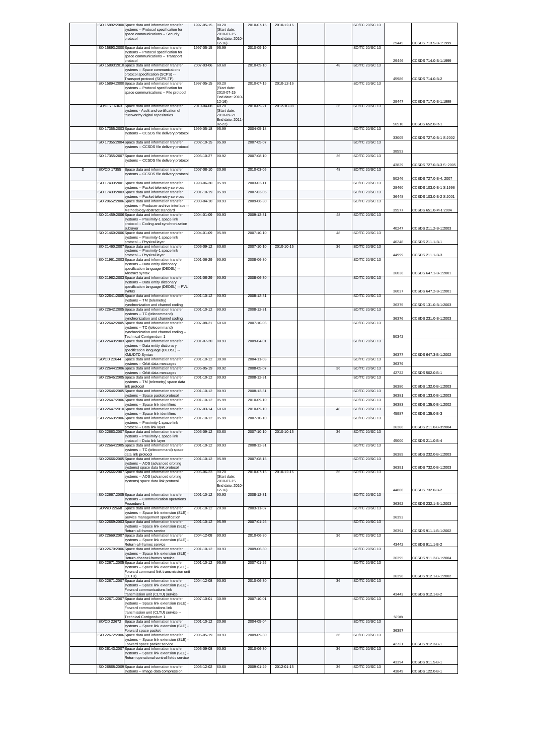| | | | | | | | | | | | |
|---|---|---|---|---|---|---|---|---|---|---|---|
| | ISO 15892:2000 | Space data and information transfer systems -- Protocol specification for space communications -- Security protocol | 1997-05-15 | 90.20 (Start date: 2010-07-15 End date: 2010-12-16) | 2010-07-15 | 2010-12-16 | | | ISO/TC 20/SC 13 | 29445 | CCSDS 713.5-B-1:1999 |
| | ISO 15893:2000 | Space data and information transfer systems -- Protocol specification for space communications -- Transport protocol | 1997-05-15 | 95.99 | 2010-09-10 | | | | ISO/TC 20/SC 13 | 29446 | CCSDS 714.0-B-1:1999 |
| | ISO 15893:2010 | Space data and information transfer systems -- Space communications protocol specification (SCPS) -- Transport protocol (SCPS-TP) | 2007-03-06 | 60.60 | 2010-09-10 | | | 48 | ISO/TC 20/SC 13 | 45986 | CCSDS 714.0-B-2 |
| | ISO 15894:2000 | Space data and information transfer systems -- Protocol specification for space communications -- File protocol | 1997-05-15 | 90.20 (Start date: 2010-07-15 End date: 2010-12-16) | 2010-07-15 | 2010-12-16 | | | ISO/TC 20/SC 13 | 29447 | CCSDS 717.0-B-1:1999 |
| | ISO/DIS 16363 | Space data and information transfer systems - Audit and certification of trustworthy digital repositories | 2010-04-08 | 40.20 (Start date: 2010-09-21 End date: 2011-02-22) | 2010-09-21 | 2012-10-08 | | 36 | ISO/TC 20/SC 13 | 56510 | CCSDS 652.0-R-1 |
| | ISO 17355:2003 | Space data and information transfer systems -- CCSDS file delivery protocol | 1999-05-18 | 95.99 | 2004-05-18 | | | | ISO/TC 20/SC 13 | 33005 | CCSDS 727.0-B-1 S:2002 |
| | ISO 17355:2004 | Space data and information transfer systems -- CCSDS file delivery protocol | 2002-10-15 | 95.99 | 2007-05-07 | | | | ISO/TC 20/SC 13 | 38593 | |
| | ISO 17355:2007 | Space data and information transfer systems -- CCSDS file delivery protocol | 2005-10-27 | 90.92 | 2007-08-10 | | | 36 | ISO/TC 20/SC 13 | 43829 | CCSDS 727.0-B-3 S: 2005 |
| D | ISO/CD 17355 | Space data and information transfer systems -- CCSDS file delivery protocol | 2007-08-10 | 30.98 | 2010-03-05 | | | 48 | ISO/TC 20/SC 13 | 50246 | CCSDS 727.0-B-4: 2007 |
| | ISO 17433:2001 | Space data and information transfer systems -- Packet telemetry services | 1998-06-30 | 95.99 | 2003-02-11 | | | | ISO/TC 20/SC 13 | 28460 | CCSDS 103.0-B-1 S:1996 |
| | ISO 17433:2003 | Space data and information transfer systems -- Packet telemetry services | 2001-10-19 | 95.99 | 2007-03-05 | | | | ISO/TC 20/SC 13 | 36448 | CCSDS 103.0-B-2 S:2001 |
| | ISO 20652:2006 | Space data and information transfer systems -- Producer-archive interface -- Methodology abstract standard | 2003-04-10 | 90.93 | 2009-06-30 | | | | ISO/TC 20/SC 13 | 39577 | CCSDS 651.0-M-1:2004 |
| | ISO 21459:2006 | Space data and information transfer systems -- Proximity-1 space link protocol -- Coding and synchronization sublayer | 2004-01-09 | 90.93 | 2009-12-31 | | | 48 | ISO/TC 20/SC 13 | 40247 | CCSDS 211.2-B-1:2003 |
| | ISO 21460:2006 | Space data and information transfer systems -- Proximity-1 space link protocol -- Physical layer | 2004-01-09 | 95.99 | 2007-10-10 | | | 48 | ISO/TC 20/SC 13 | 40248 | CCSDS 211.1-B-1 |
| | ISO 21460:2007 | Space data and information transfer systems -- Proximity-1 space link protocol -- Physical layer | 2006-09-12 | 60.60 | 2007-10-10 | 2010-10-15 | | 36 | ISO/TC 20/SC 13 | 44999 | CCSDS 211.1-B-3 |
| | ISO 21961:2003 | Space data and information transfer systems -- Data entity dictionary specification language (DEDSL) -- Abstract syntax | 2001-06-29 | 90.93 | 2008-06-30 | | | | ISO/TC 20/SC 13 | 36036 | CCSDS 647.1-B-1:2001 |
| | ISO 21962:2003 | Space data and information transfer systems -- Data entity dictionary specification language (DEDSL) -- PVL syntax | 2001-06-29 | 90.93 | 2008-06-30 | | | | ISO/TC 20/SC 13 | 36037 | CCSDS 647.2-B-1:2001 |
| | ISO 22641:2005 | Space data and information transfer systems -- TM (telemetry) synchronization and channel coding | 2001-10-12 | 90.93 | 2008-12-31 | | | | ISO/TC 20/SC 13 | 36375 | CCSDS 131.0-B-1:2003 |
| | ISO 22642:2005 | Space data and information transfer systems -- TC (telecommand) synchronization and channel coding | 2001-10-12 | 90.93 | 2008-12-31 | | | | ISO/TC 20/SC 13 | 36376 | CCSDS 231.0-B-1:2003 |
| | ISO 22642:2005 | Space data and information transfer systems -- TC (telecommand) synchronization and channel coding -- Technical Corrigendum 1 | 2007-08-21 | 60.60 | 2007-10-03 | | | | ISO/TC 20/SC 13 | 50342 | |
| | ISO 22643:2003 | Space data and information transfer systems -- Data entity dictionary specification language (DEDSL) -- XML/DTD Syntax | 2001-07-20 | 90.93 | 2009-04-01 | | | | ISO/TC 20/SC 13 | 36377 | CCSDS 647.3-B-1:2002 |
| | ISO/CD 22644 | Space data and information transfer systems -- Orbit data messages | 2001-10-12 | 30.98 | 2004-11-03 | | | | ISO/TC 20/SC 13 | 36379 | |
| | ISO 22644:2006 | Space data and information transfer systems -- Orbit data messages | 2005-05-19 | 90.92 | 2008-05-07 | | | 36 | ISO/TC 20/SC 13 | 42722 | CCSDS 502.0-B-1 |
| | ISO 22645:2005 | Space data and information transfer systems -- TM (telemetry) space data link protocol | 2001-10-12 | 90.93 | 2008-12-31 | | | | ISO/TC 20/SC 13 | 36380 | CCSDS 132.0-B-1:2003 |
| | ISO 22646:2005 | Space data and information transfer systems -- Space packet protocol | 2001-10-12 | 90.93 | 2008-12-31 | | | | ISO/TC 20/SC 13 | 36381 | CCSDS 133.0-B-1:2003 |
| | ISO 22647:2006 | Space data and information transfer systems -- Space link identifiers | 2001-10-12 | 95.99 | 2010-09-10 | | | | ISO/TC 20/SC 13 | 36383 | CCSDS 135.0-B-1:2002 |
| | ISO 22647:2010 | Space data and information transfer systems -- Space link identifiers | 2007-03-14 | 60.60 | 2010-09-10 | | | 48 | ISO/TC 20/SC 13 | 45987 | CCSDS 135.0-B-3 |
| | ISO 22663:2006 | Space data and information transfer systems -- Proximity-1 space link protocol -- Data link layer | 2001-10-12 | 95.99 | 2007-10-10 | | | | ISO/TC 20/SC 13 | 36386 | CCSDS 211.0-B-3:2004 |
| | ISO 22663:2007 | Space data and information transfer systems -- Proximity-1 space link protocol -- Data link layer | 2006-09-12 | 60.60 | 2007-10-10 | 2010-10-15 | | 36 | ISO/TC 20/SC 13 | 45000 | CCSDS 211.0-B-4 |
| | ISO 22664:2005 | Space data and information transfer systems -- TC (telecommand) space data link protocol | 2001-10-12 | 90.93 | 2008-12-31 | | | | ISO/TC 20/SC 13 | 36389 | CCSDS 232.0-B-1:2003 |
| | ISO 22666:2005 | Space data and information transfer systems -- AOS (advanced orbiting systems) space data link protocol | 2001-10-12 | 95.99 | 2007-08-15 | | | | ISO/TC 20/SC 13 | 36391 | CCSDS 732.0-B-1:2003 |
| | ISO 22666:2007 | Space data and information transfer systems -- AOS (advanced orbiting systems) space data link protocol | 2006-06-23 | 90.20 (Start date: 2010-07-15 End date: 2010-12-16) | 2010-07-15 | 2010-12-16 | | 36 | ISO/TC 20/SC 13 | 44866 | CCSDS 732.0-B-2 |
| | ISO 22667:2005 | Space data and information transfer systems -- Communication operations Procedure-1 | 2001-10-12 | 90.93 | 2008-12-31 | | | | ISO/TC 20/SC 13 | 36392 | CCSDS 232.1-B-1:2003 |
| | ISO/WD 22668 | Space data and information transfer systems -- Space link extension (SLE) -- Service management specification | 2001-10-12 | 20.98 | 2003-11-07 | | | | ISO/TC 20/SC 13 | 36393 | |
| | ISO 22669:2003 | Space data and information transfer systems -- Space link extension (SLE) -- Return-all-frames service | 2001-10-12 | 95.99 | 2007-01-26 | | | | ISO/TC 20/SC 13 | 36394 | CCSDS 911.1-B-1:2002 |
| | ISO 22669:2007 | Space data and information transfer systems -- Space link extension (SLE) -- Return-all-frames service | 2004-12-08 | 90.93 | 2010-06-30 | | | 36 | ISO/TC 20/SC 13 | 43442 | CCSDS 911.1-B-2 |
| | ISO 22670:2006 | Space data and information transfer systems -- Space link extension (SLE) -- Return-channel-frames service | 2001-10-12 | 90.93 | 2009-06-30 | | | | ISO/TC 20/SC 13 | 36395 | CCSDS 911.2-B-1:2004 |
| | ISO 22671:2005 | Space data and information transfer systems -- Space link extension (SLE) -- Forward command link transmission unit (CLTU) | 2001-10-12 | 95.99 | 2007-01-26 | | | | ISO/TC 20/SC 13 | 36396 | CCSDS 912.1-B-1:2002 |
| | ISO 22671:2007 | Space data and information transfer systems -- Space link extension (SLE) -- Forward communications link transmission unit (CLTU) service | 2004-12-08 | 90.93 | 2010-06-30 | | | 36 | ISO/TC 20/SC 13 | 43443 | CCSDS 912.1-B-2 |
| | ISO 22671:2007 | Space data and information transfer systems -- Space link extension (SLE) -- Forward communications link transmission unit (CLTU) service -- Technical Corrigendum 1 | 2007-10-01 | 30.99 | 2007-10-01 | | | | ISO/TC 20/SC 13 | 50583 | |
| | ISO/CD 22672 | Space data and information transfer systems -- Space link extension (SLE) -- Forward space packet | 2001-10-12 | 30.98 | 2004-05-04 | | | | ISO/TC 20/SC 13 | 36397 | |
| | ISO 22672:2006 | Space data and information transfer systems -- Space link extension (SLE) -- Forward space packet service | 2005-05-19 | 90.93 | 2009-09-30 | | | 36 | ISO/TC 20/SC 13 | 42721 | CCSDS 912.3-B-1 |
| | ISO 26143:2007 | Space data and information transfer systems -- Space link extension (SLE) -- Return operational control fields service | 2005-09-08 | 90.93 | 2010-06-30 | | | 36 | ISO/TC 20/SC 13 | 43394 | CCSDS 911.5-B-1 |
| | ISO 26868:2009 | Space data and information transfer systems -- Image data compression | 2005-12-02 | 60.60 | 2009-01-29 | 2012-01-15 | | 36 | ISO/TC 20/SC 13 | 43849 | CCSDS 122.0-B-1 |